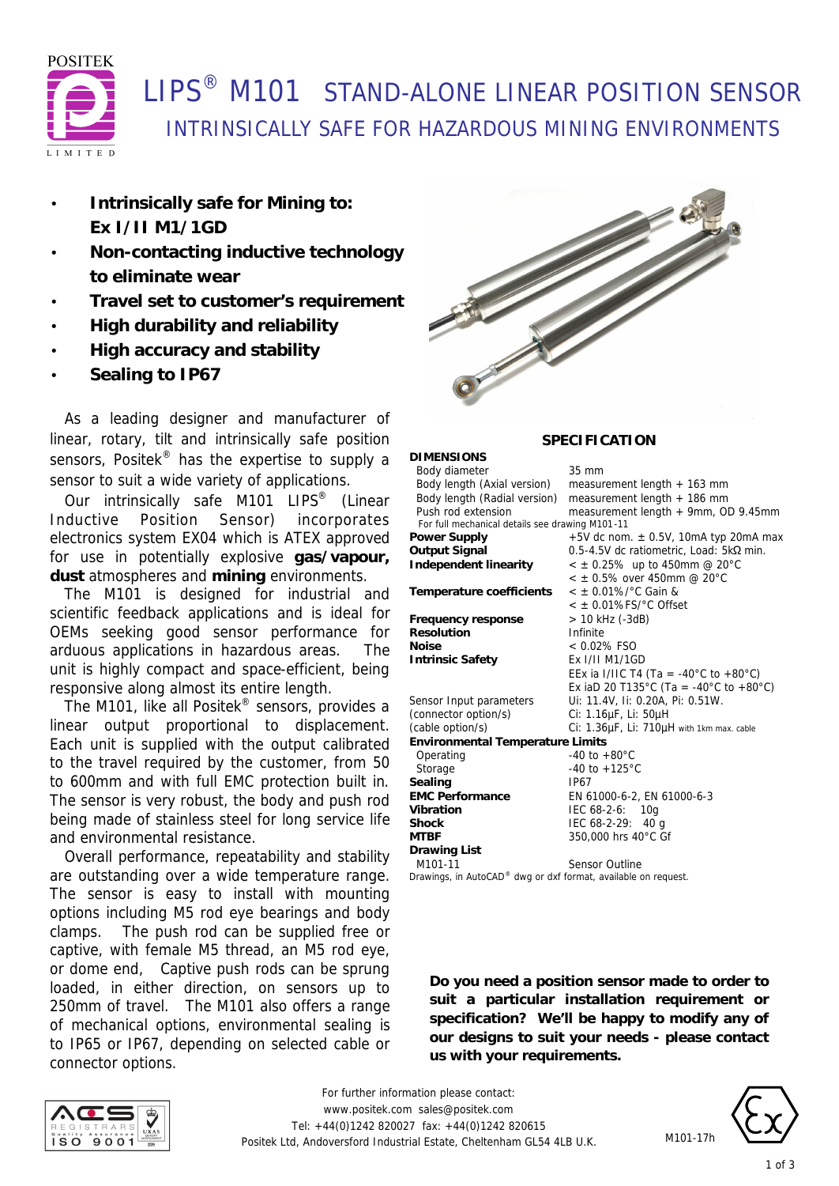POSITEK LIMITED

# LIPS® M101 STAND-ALONE LINEAR POSITION SENSOR

## INTRINSICALLY SAFE FOR HAZARDOUS MINING ENVIRONMENTS

- **Intrinsically safe for Mining to: Ex I/II M1/1GD**
- **Non-contacting inductive technology to eliminate wear**
- **Travel set to customer's requirement**
- **High durability and reliability**
- **High accuracy and stability**
- **Sealing to IP67**

As a leading designer and manufacturer of linear, rotary, tilt and intrinsically safe position sensors, Positek® has the expertise to supply a sensor to suit a wide variety of applications.

Our intrinsically safe M101 LIPS® (Linear Inductive Position Sensor) incorporates electronics system EX04 which is ATEX approved for use in potentially explosive **gas/vapour, dust** atmospheres and **mining** environments.

The M101 is designed for industrial and scientific feedback applications and is ideal for OEMs seeking good sensor performance for arduous applications in hazardous areas. The unit is highly compact and space-efficient, being responsive along almost its entire length.

The M101, like all Positek® sensors, provides a linear output proportional to displacement. Each unit is supplied with the output calibrated to the travel required by the customer, from 50 to 600mm and with full EMC protection built in. The sensor is very robust, the body and push rod being made of stainless steel for long service life and environmental resistance.

Overall performance, repeatability and stability are outstanding over a wide temperature range. The sensor is easy to install with mounting options including M5 rod eye bearings and body clamps. The push rod can be supplied free or captive, with female M5 thread, an M5 rod eye, or dome end, Captive push rods can be sprung loaded, in either direction, on sensors up to 250mm of travel. The M101 also offers a range of mechanical options, environmental sealing is to IP65 or IP67, depending on selected cable or connector options.

### SPECIFICATION

| | |
|---|---|
| **DIMENSIONS** | |
| Body diameter | 35 mm |
| Body length (Axial version) | measurement length + 163 mm |
| Body length (Radial version) | measurement length + 186 mm |
| Push rod extension | measurement length + 9mm, OD 9.45mm |
| For full mechanical details see drawing M101-11 | |
| **Power Supply** | +5V dc nom. ± 0.5V, 10mA typ 20mA max |
| **Output Signal** | 0.5-4.5V dc ratiometric, Load: 5kΩ min. |
| **Independent linearity** | < ± 0.25% up to 450mm @ 20°C<br>< ± 0.5% over 450mm @ 20°C |
| **Temperature coefficients** | < ± 0.01%/°C Gain &<br>< ± 0.01%FS/°C Offset |
| **Frequency response** | > 10 kHz (-3dB) |
| **Resolution** | Infinite |
| **Noise** | < 0.02% FSO |
| **Intrinsic Safety** | Ex I/II M1/1GD<br>EEx ia I/IIC T4 (Ta = -40°C to +80°C)<br>Ex iaD 20 T135°C (Ta = -40°C to +80°C) |
| Sensor Input parameters | Ui: 11.4V, Ii: 0.20A, Pi: 0.51W. |
| (connector option/s) | Ci: 1.16µF, Li: 50µH |
| (cable option/s) | Ci: 1.36µF, Li: 710µH with 1km max. cable |
| **Environmental Temperature Limits** | |
| Operating | -40 to +80°C |
| Storage | -40 to +125°C |
| **Sealing** | IP67 |
| **EMC Performance** | EN 61000-6-2, EN 61000-6-3 |
| **Vibration** | IEC 68-2-6: 10g |
| **Shock** | IEC 68-2-29: 40 g |
| **MTBF** | 350,000 hrs 40°C Gf |
| **Drawing List** | |
| M101-11 | Sensor Outline |

Drawings, in AutoCAD® dwg or dxf format, available on request.

**Do you need a position sensor made to order to suit a particular installation requirement or specification? We'll be happy to modify any of our designs to suit your needs - please contact us with your requirements.**

For further information please contact:
www.positek.com sales@positek.com
Tel: +44(0)1242 820027 fax: +44(0)1242 820615
Positek Ltd, Andoversford Industrial Estate, Cheltenham GL54 4LB U.K.

M101-17h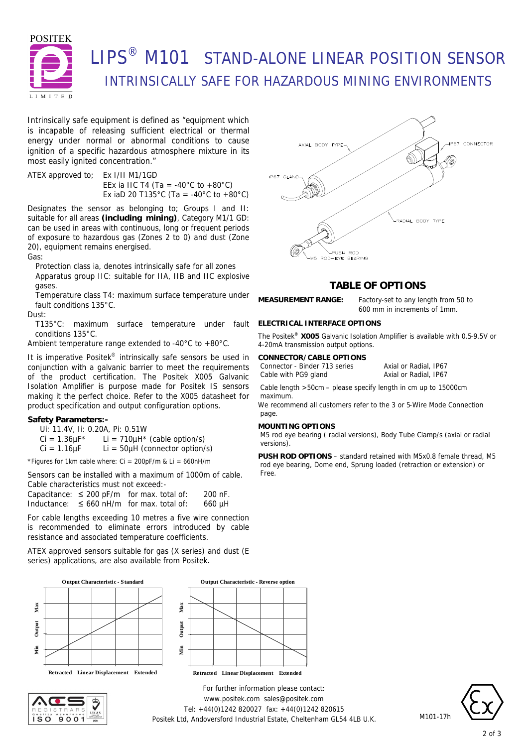# LIPS® M101 STAND-ALONE LINEAR POSITION SENSOR

## INTRINSICALLY SAFE FOR HAZARDOUS MINING ENVIRONMENTS

Intrinsically safe equipment is defined as "equipment which is incapable of releasing sufficient electrical or thermal energy under normal or abnormal conditions to cause ignition of a specific hazardous atmosphere mixture in its most easily ignited concentration."

ATEX approved to; Ex I/II M1/1GD
EEx ia IIC T4 (Ta = -40°C to +80°C)
Ex iaD 20 T135°C (Ta = -40°C to +80°C)

Designates the sensor as belonging to; Groups I and II: suitable for all areas **(including mining)**, Category M1/1 GD: can be used in areas with continuous, long or frequent periods of exposure to hazardous gas (Zones 2 to 0) and dust (Zone 20), equipment remains energised.

Gas:

- Protection class ia, denotes intrinsically safe for all zones
- Apparatus group IIC: suitable for IIA, IIB and IIC explosive gases.
- Temperature class T4: maximum surface temperature under fault conditions 135°C.

Dust:

- T135°C: maximum surface temperature under fault conditions 135°C.

Ambient temperature range extended to -40°C to +80°C.

It is imperative Positek® intrinsically safe sensors be used in conjunction with a galvanic barrier to meet the requirements of the product certification. The Positek X005 Galvanic Isolation Amplifier is purpose made for Positek IS sensors making it the perfect choice. Refer to the X005 datasheet for product specification and output configuration options.

### Safety Parameters:-

Ui: 11.4V, Ii: 0.20A, Pi: 0.51W
Ci = 1.36µF* Li = 710µH* (cable option/s)
Ci = 1.16µF Li = 50µH (connector option/s)

*Figures for 1km cable where: Ci = 200pF/m & Li = 660nH/m

Sensors can be installed with a maximum of 1000m of cable. Cable characteristics must not exceed:-

| | | | |
|---|---|---|---|
| Capacitance: | ≤ 200 pF/m | for max. total of: | 200 nF. |
| Inductance: | ≤ 660 nH/m | for max. total of: | 660 µH |

For cable lengths exceeding 10 metres a five wire connection is recommended to eliminate errors introduced by cable resistance and associated temperature coefficients.

ATEX approved sensors suitable for gas (X series) and dust (E series) applications, are also available from Positek.

AXIAL BODY TYPE — IP67 CONNECTOR — IP67 GLAND — RADIAL BODY TYPE — PUSH ROD — M5 ROD-EYE BEARING

## TABLE OF OPTIONS

**MEASUREMENT RANGE:** Factory-set to any length from 50 to 600 mm in increments of 1mm.

**ELECTRICAL INTERFACE OPTIONS**

The Positek® **X005** Galvanic Isolation Amplifier is available with 0.5-9.5V or 4-20mA transmission output options.

**CONNECTOR/CABLE OPTIONS**

| | |
|---|---|
| Connector - Binder 713 series | Axial or Radial, IP67 |
| Cable with PG9 gland | Axial or Radial, IP67 |

Cable length >50cm – please specify length in cm up to 15000cm maximum.

We recommend all customers refer to the 3 or 5-Wire Mode Connection page.

**MOUNTING OPTIONS**

M5 rod eye bearing ( radial versions), Body Tube Clamp/s (axial or radial versions).

**PUSH ROD OPTIONS** – standard retained with M5x0.8 female thread, M5 rod eye bearing, Dome end, Sprung loaded (retraction or extension) or Free.

**Output Characteristic - Standard**

Output (Min – Max) vs. Linear Displacement (Retracted – Extended)

**Output Characteristic - Reverse option**

Output (Min – Max) vs. Linear Displacement (Retracted – Extended)

For further information please contact:
www.positek.com sales@positek.com
Tel: +44(0)1242 820027 fax: +44(0)1242 820615
Positek Ltd, Andoversford Industrial Estate, Cheltenham GL54 4LB U.K.

M101-17h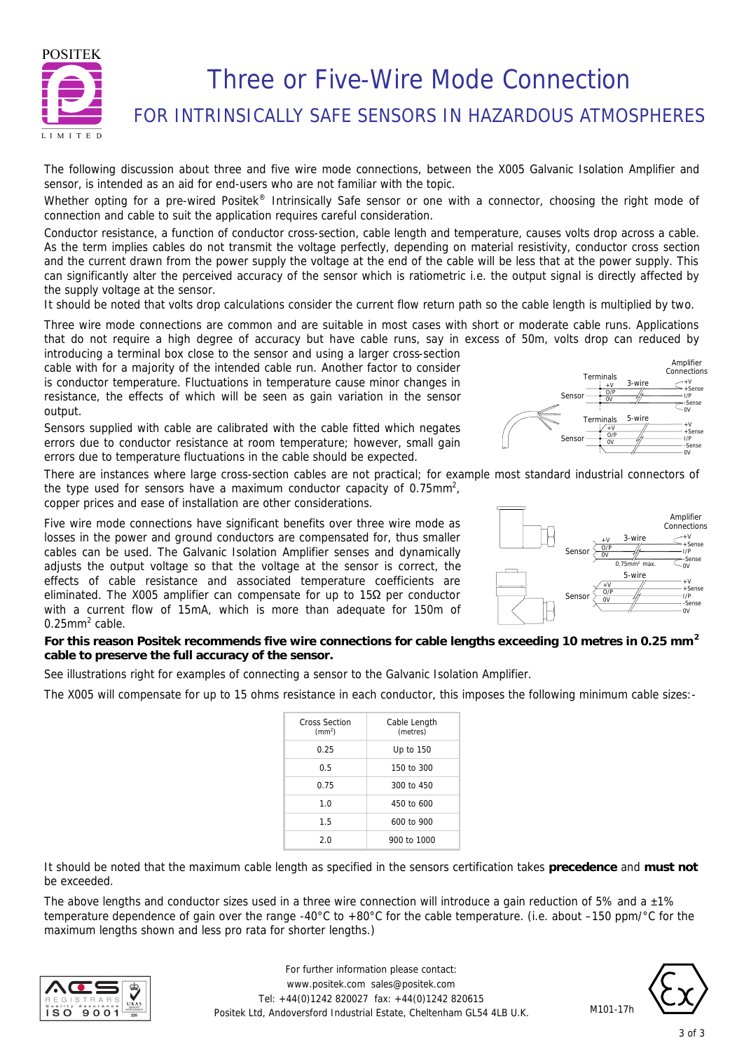# Three or Five-Wire Mode Connection

## FOR INTRINSICALLY SAFE SENSORS IN HAZARDOUS ATMOSPHERES

The following discussion about three and five wire mode connections, between the X005 Galvanic Isolation Amplifier and sensor, is intended as an aid for end-users who are not familiar with the topic.

Whether opting for a pre-wired Positek® Intrinsically Safe sensor or one with a connector, choosing the right mode of connection and cable to suit the application requires careful consideration.

Conductor resistance, a function of conductor cross-section, cable length and temperature, causes volts drop across a cable. As the term implies cables do not transmit the voltage perfectly, depending on material resistivity, conductor cross section and the current drawn from the power supply the voltage at the end of the cable will be less that at the power supply. This can significantly alter the perceived accuracy of the sensor which is ratiometric i.e. the output signal is directly affected by the supply voltage at the sensor.

It should be noted that volts drop calculations consider the current flow return path so the cable length is multiplied by two.

Three wire mode connections are common and are suitable in most cases with short or moderate cable runs. Applications that do not require a high degree of accuracy but have cable runs, say in excess of 50m, volts drop can reduced by introducing a terminal box close to the sensor and using a larger cross-section cable with for a majority of the intended cable run. Another factor to consider is conductor temperature. Fluctuations in temperature cause minor changes in resistance, the effects of which will be seen as gain variation in the sensor output.

Sensors supplied with cable are calibrated with the cable fitted which negates errors due to conductor resistance at room temperature; however, small gain errors due to temperature fluctuations in the cable should be expected.

Amplifier Connections
Terminals
3-wire
Sensor
+V
O/P
0V
+V
+Sense
I/P
-Sense
0V
Terminals
5-wire
Sensor
+V
O/P
0V
+V
+Sense
I/P
-Sense
0V

There are instances where large cross-section cables are not practical; for example most standard industrial connectors of the type used for sensors have a maximum conductor capacity of 0.75mm², copper prices and ease of installation are other considerations.

Five wire mode connections have significant benefits over three wire mode as losses in the power and ground conductors are compensated for, thus smaller cables can be used. The Galvanic Isolation Amplifier senses and dynamically adjusts the output voltage so that the voltage at the sensor is correct, the effects of cable resistance and associated temperature coefficients are eliminated. The X005 amplifier can compensate for up to 15Ω per conductor with a current flow of 15mA, which is more than adequate for 150m of 0.25mm² cable.

Amplifier Connections
3-wire
Sensor
+V
O/P
0V
0.75mm² max.
+V
+Sense
I/P
-Sense
0V
5-wire
Sensor
+V
O/P
0V
+V
+Sense
I/P
-Sense
0V

**For this reason Positek recommends five wire connections for cable lengths exceeding 10 metres in 0.25 mm² cable to preserve the full accuracy of the sensor.**

See illustrations right for examples of connecting a sensor to the Galvanic Isolation Amplifier.

The X005 will compensate for up to 15 ohms resistance in each conductor, this imposes the following minimum cable sizes:-

| Cross Section (mm²) | Cable Length (metres) |
|---|---|
| 0.25 | Up to 150 |
| 0.5 | 150 to 300 |
| 0.75 | 300 to 450 |
| 1.0 | 450 to 600 |
| 1.5 | 600 to 900 |
| 2.0 | 900 to 1000 |

It should be noted that the maximum cable length as specified in the sensors certification takes **precedence** and **must not** be exceeded.

The above lengths and conductor sizes used in a three wire connection will introduce a gain reduction of 5% and a ±1% temperature dependence of gain over the range -40°C to +80°C for the cable temperature. (i.e. about –150 ppm/°C for the maximum lengths shown and less pro rata for shorter lengths.)

For further information please contact:
www.positek.com sales@positek.com
Tel: +44(0)1242 820027 fax: +44(0)1242 820615
Positek Ltd, Andoversford Industrial Estate, Cheltenham GL54 4LB U.K.

M101-17h